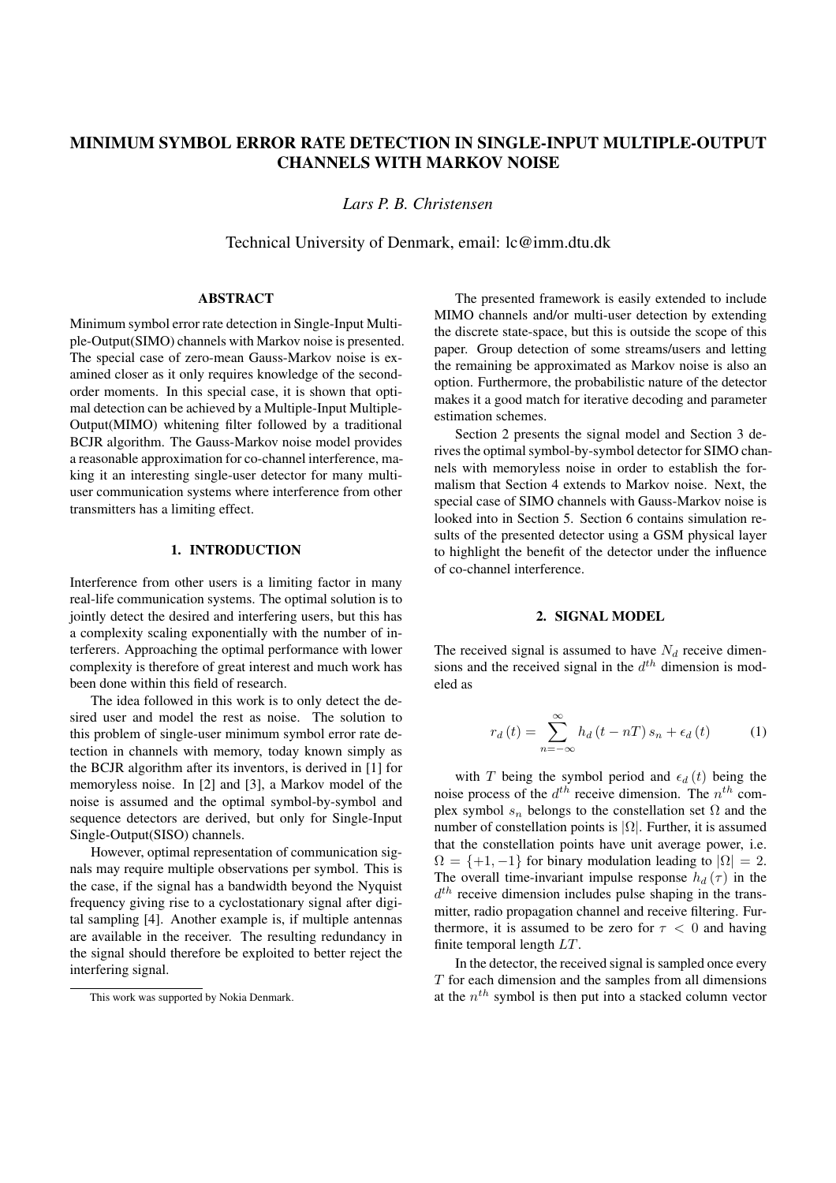# MINIMUM SYMBOL ERROR RATE DETECTION IN SINGLE-INPUT MULTIPLE-OUTPUT CHANNELS WITH MARKOV NOISE

*Lars P. B. Christensen*

Technical University of Denmark, email: lc@imm.dtu.dk

## ABSTRACT

Minimum symbol error rate detection in Single-Input Multiple-Output(SIMO) channels with Markov noise is presented. The special case of zero-mean Gauss-Markov noise is examined closer as it only requires knowledge of the second-order moments. In this special case, it is shown that optimal detection can be achieved by a Multiple-Input Multiple-Output(MIMO) whitening filter followed by a traditional BCJR algorithm. The Gauss-Markov noise model provides a reasonable approximation for co-channel interference, making it an interesting single-user detector for many multi-user communication systems where interference from other transmitters has a limiting effect.

## 1. INTRODUCTION

Interference from other users is a limiting factor in many real-life communication systems. The optimal solution is to jointly detect the desired and interfering users, but this has a complexity scaling exponentially with the number of interferers. Approaching the optimal performance with lower complexity is therefore of great interest and much work has been done within this field of research.

The idea followed in this work is to only detect the desired user and model the rest as noise. The solution to this problem of single-user minimum symbol error rate detection in channels with memory, today known simply as the BCJR algorithm after its inventors, is derived in [1] for memoryless noise. In [2] and [3], a Markov model of the noise is assumed and the optimal symbol-by-symbol and sequence detectors are derived, but only for Single-Input Single-Output(SISO) channels.

However, optimal representation of communication signals may require multiple observations per symbol. This is the case, if the signal has a bandwidth beyond the Nyquist frequency giving rise to a cyclostationary signal after digital sampling [4]. Another example is, if multiple antennas are available in the receiver. The resulting redundancy in the signal should therefore be exploited to better reject the interfering signal.

This work was supported by Nokia Denmark.

The presented framework is easily extended to include MIMO channels and/or multi-user detection by extending the discrete state-space, but this is outside the scope of this paper. Group detection of some streams/users and letting the remaining be approximated as Markov noise is also an option. Furthermore, the probabilistic nature of the detector makes it a good match for iterative decoding and parameter estimation schemes.

Section 2 presents the signal model and Section 3 derives the optimal symbol-by-symbol detector for SIMO channels with memoryless noise in order to establish the formalism that Section 4 extends to Markov noise. Next, the special case of SIMO channels with Gauss-Markov noise is looked into in Section 5. Section 6 contains simulation results of the presented detector using a GSM physical layer to highlight the benefit of the detector under the influence of co-channel interference.

## 2. SIGNAL MODEL

The received signal is assumed to have $N_d$ receive dimensions and the received signal in the $d^{th}$ dimension is modeled as

$$r_d(t) = \sum_{n=-\infty}^{\infty} h_d(t - nT)\, s_n + \epsilon_d(t) \tag{1}$$

with $T$ being the symbol period and $\epsilon_d(t)$ being the noise process of the $d^{th}$ receive dimension. The $n^{th}$ complex symbol $s_n$ belongs to the constellation set $\Omega$ and the number of constellation points is $|\Omega|$. Further, it is assumed that the constellation points have unit average power, i.e. $\Omega = \{+1, -1\}$ for binary modulation leading to $|\Omega| = 2$. The overall time-invariant impulse response $h_d(\tau)$ in the $d^{th}$ receive dimension includes pulse shaping in the transmitter, radio propagation channel and receive filtering. Furthermore, it is assumed to be zero for $\tau < 0$ and having finite temporal length $LT$.

In the detector, the received signal is sampled once every $T$ for each dimension and the samples from all dimensions at the $n^{th}$ symbol is then put into a stacked column vector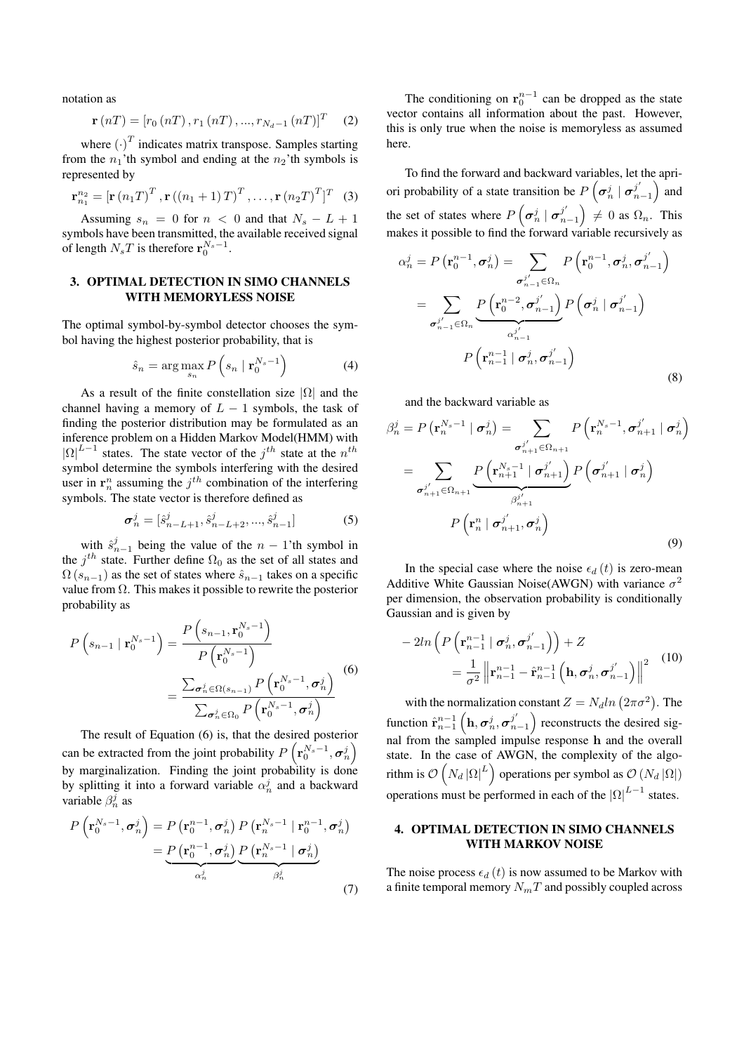notation as

$$\mathbf{r}(nT) = [r_0(nT), r_1(nT), ..., r_{N_d-1}(nT)]^T \quad (2)$$

where $(\cdot)^T$ indicates matrix transpose. Samples starting from the $n_1$'th symbol and ending at the $n_2$'th symbols is represented by

$$\mathbf{r}_{n_1}^{n_2} = [\mathbf{r}(n_1T)^T, \mathbf{r}((n_1+1)T)^T, \ldots, \mathbf{r}(n_2T)^T]^T \quad (3)$$

Assuming $s_n = 0$ for $n < 0$ and that $N_s - L + 1$ symbols have been transmitted, the available received signal of length $N_sT$ is therefore $\mathbf{r}_0^{N_s-1}$.

## 3. OPTIMAL DETECTION IN SIMO CHANNELS WITH MEMORYLESS NOISE

The optimal symbol-by-symbol detector chooses the symbol having the highest posterior probability, that is

$$\hat{s}_n = \arg\max_{s_n} P\left(s_n \mid \mathbf{r}_0^{N_s-1}\right) \quad (4)$$

As a result of the finite constellation size $|\Omega|$ and the channel having a memory of $L-1$ symbols, the task of finding the posterior distribution may be formulated as an inference problem on a Hidden Markov Model(HMM) with $|\Omega|^{L-1}$ states. The state vector of the $j^{th}$ state at the $n^{th}$ symbol determine the symbols interfering with the desired user in $\mathbf{r}_n^n$ assuming the $j^{th}$ combination of the interfering symbols. The state vector is therefore defined as

$$\boldsymbol{\sigma}_n^j = [\hat{s}_{n-L+1}^j, \hat{s}_{n-L+2}^j, ..., \hat{s}_{n-1}^j] \quad (5)$$

with $\hat{s}_{n-1}^j$ being the value of the $n-1$'th symbol in the $j^{th}$ state. Further define $\Omega_0$ as the set of all states and $\Omega(s_{n-1})$ as the set of states where $\hat{s}_{n-1}$ takes on a specific value from $\Omega$. This makes it possible to rewrite the posterior probability as

$$P\left(s_{n-1} \mid \mathbf{r}_0^{N_s-1}\right) = \frac{P\left(s_{n-1}, \mathbf{r}_0^{N_s-1}\right)}{P\left(\mathbf{r}_0^{N_s-1}\right)} = \frac{\sum_{\boldsymbol{\sigma}_n^j \in \Omega(s_{n-1})} P\left(\mathbf{r}_0^{N_s-1}, \boldsymbol{\sigma}_n^j\right)}{\sum_{\boldsymbol{\sigma}_n^j \in \Omega_0} P\left(\mathbf{r}_0^{N_s-1}, \boldsymbol{\sigma}_n^j\right)} \quad (6)$$

The result of Equation (6) is, that the desired posterior can be extracted from the joint probability $P\left(\mathbf{r}_0^{N_s-1}, \boldsymbol{\sigma}_n^j\right)$ by marginalization. Finding the joint probability is done by splitting it into a forward variable $\alpha_n^j$ and a backward variable $\beta_n^j$ as

$$P\left(\mathbf{r}_0^{N_s-1}, \boldsymbol{\sigma}_n^j\right) = P\left(\mathbf{r}_0^{n-1}, \boldsymbol{\sigma}_n^j\right) P\left(\mathbf{r}_n^{N_s-1} \mid \mathbf{r}_0^{n-1}, \boldsymbol{\sigma}_n^j\right) = \underbrace{P\left(\mathbf{r}_0^{n-1}, \boldsymbol{\sigma}_n^j\right)}_{\alpha_n^j} \underbrace{P\left(\mathbf{r}_n^{N_s-1} \mid \boldsymbol{\sigma}_n^j\right)}_{\beta_n^j} \quad (7)$$

The conditioning on $\mathbf{r}_0^{n-1}$ can be dropped as the state vector contains all information about the past. However, this is only true when the noise is memoryless as assumed here.

To find the forward and backward variables, let the apriori probability of a state transition be $P\left(\boldsymbol{\sigma}_n^j \mid \boldsymbol{\sigma}_{n-1}^{j'}\right)$ and the set of states where $P\left(\boldsymbol{\sigma}_n^j \mid \boldsymbol{\sigma}_{n-1}^{j'}\right) \neq 0$ as $\Omega_n$. This makes it possible to find the forward variable recursively as

$$\alpha_n^j = P\left(\mathbf{r}_0^{n-1}, \boldsymbol{\sigma}_n^j\right) = \sum_{\boldsymbol{\sigma}_{n-1}^{j'} \in \Omega_n} P\left(\mathbf{r}_0^{n-1}, \boldsymbol{\sigma}_n^j, \boldsymbol{\sigma}_{n-1}^{j'}\right) = \sum_{\boldsymbol{\sigma}_{n-1}^{j'} \in \Omega_n} \underbrace{P\left(\mathbf{r}_0^{n-2}, \boldsymbol{\sigma}_{n-1}^{j'}\right)}_{\alpha_{n-1}^{j'}} P\left(\boldsymbol{\sigma}_n^j \mid \boldsymbol{\sigma}_{n-1}^{j'}\right) P\left(\mathbf{r}_{n-1}^{n-1} \mid \boldsymbol{\sigma}_n^j, \boldsymbol{\sigma}_{n-1}^{j'}\right) \quad (8)$$

and the backward variable as

$$\beta_n^j = P\left(\mathbf{r}_n^{N_s-1} \mid \boldsymbol{\sigma}_n^j\right) = \sum_{\boldsymbol{\sigma}_{n+1}^{j'} \in \Omega_{n+1}} P\left(\mathbf{r}_n^{N_s-1}, \boldsymbol{\sigma}_{n+1}^{j'} \mid \boldsymbol{\sigma}_n^j\right) = \sum_{\boldsymbol{\sigma}_{n+1}^{j'} \in \Omega_{n+1}} \underbrace{P\left(\mathbf{r}_{n+1}^{N_s-1} \mid \boldsymbol{\sigma}_{n+1}^{j'}\right)}_{\beta_{n+1}^{j'}} P\left(\boldsymbol{\sigma}_{n+1}^{j'} \mid \boldsymbol{\sigma}_n^j\right) P\left(\mathbf{r}_n^n \mid \boldsymbol{\sigma}_{n+1}^{j'}, \boldsymbol{\sigma}_n^j\right) \quad (9)$$

In the special case where the noise $\epsilon_d(t)$ is zero-mean Additive White Gaussian Noise(AWGN) with variance $\sigma^2$ per dimension, the observation probability is conditionally Gaussian and is given by

$$-2ln\left(P\left(\mathbf{r}_{n-1}^{n-1} \mid \boldsymbol{\sigma}_n^j, \boldsymbol{\sigma}_{n-1}^{j'}\right)\right) + Z = \frac{1}{\sigma^2}\left\|\mathbf{r}_{n-1}^{n-1} - \hat{\mathbf{r}}_{n-1}^{n-1}\left(\mathbf{h}, \boldsymbol{\sigma}_n^j, \boldsymbol{\sigma}_{n-1}^{j'}\right)\right\|^2 \quad (10)$$

with the normalization constant $Z = N_d ln\left(2\pi\sigma^2\right)$. The function $\hat{\mathbf{r}}_{n-1}^{n-1}\left(\mathbf{h}, \boldsymbol{\sigma}_n^j, \boldsymbol{\sigma}_{n-1}^{j'}\right)$ reconstructs the desired signal from the sampled impulse response $\mathbf{h}$ and the overall state. In the case of AWGN, the complexity of the algorithm is $\mathcal{O}\left(N_d|\Omega|^L\right)$ operations per symbol as $\mathcal{O}\left(N_d|\Omega|\right)$ operations must be performed in each of the $|\Omega|^{L-1}$ states.

## 4. OPTIMAL DETECTION IN SIMO CHANNELS WITH MARKOV NOISE

The noise process $\epsilon_d(t)$ is now assumed to be Markov with a finite temporal memory $N_mT$ and possibly coupled across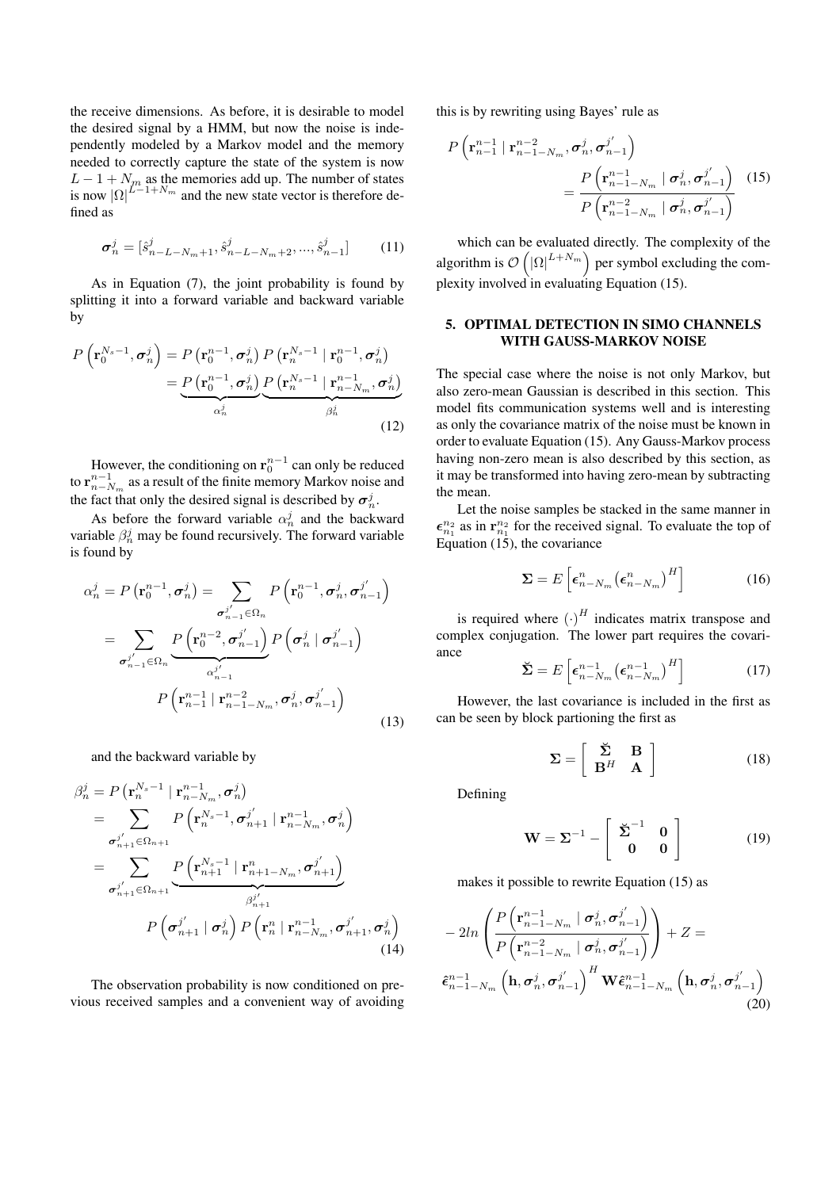the receive dimensions. As before, it is desirable to model the desired signal by a HMM, but now the noise is independently modeled by a Markov model and the memory needed to correctly capture the state of the system is now $L-1+N_m$ as the memories add up. The number of states is now $|\Omega|^{L-1+N_m}$ and the new state vector is therefore defined as

$$\boldsymbol{\sigma}_n^j = [\hat{s}_{n-L-N_m+1}^j, \hat{s}_{n-L-N_m+2}^j, ..., \hat{s}_{n-1}^j] \tag{11}$$

As in Equation (7), the joint probability is found by splitting it into a forward variable and backward variable by

$$\begin{aligned} P\left(\mathbf{r}_0^{N_s-1}, \boldsymbol{\sigma}_n^j\right) &= P\left(\mathbf{r}_0^{n-1}, \boldsymbol{\sigma}_n^j\right) P\left(\mathbf{r}_n^{N_s-1} \mid \mathbf{r}_0^{n-1}, \boldsymbol{\sigma}_n^j\right) \\ &= \underbrace{P\left(\mathbf{r}_0^{n-1}, \boldsymbol{\sigma}_n^j\right)}_{\alpha_n^j} \underbrace{P\left(\mathbf{r}_n^{N_s-1} \mid \mathbf{r}_{n-N_m}^{n-1}, \boldsymbol{\sigma}_n^j\right)}_{\beta_n^j} \end{aligned} \tag{12}$$

However, the conditioning on $\mathbf{r}_0^{n-1}$ can only be reduced to $\mathbf{r}_{n-N_m}^{n-1}$ as a result of the finite memory Markov noise and the fact that only the desired signal is described by $\boldsymbol{\sigma}_n^j$.

As before the forward variable $\alpha_n^j$ and the backward variable $\beta_n^j$ may be found recursively. The forward variable is found by

$$\begin{aligned} \alpha_n^j = P\left(\mathbf{r}_0^{n-1}, \boldsymbol{\sigma}_n^j\right) &= \sum_{\boldsymbol{\sigma}_{n-1}^{j'} \in \Omega_n} P\left(\mathbf{r}_0^{n-1}, \boldsymbol{\sigma}_n^j, \boldsymbol{\sigma}_{n-1}^{j'}\right) \\ &= \sum_{\boldsymbol{\sigma}_{n-1}^{j'} \in \Omega_n} \underbrace{P\left(\mathbf{r}_0^{n-2}, \boldsymbol{\sigma}_{n-1}^{j'}\right)}_{\alpha_{n-1}^{j'}} P\left(\boldsymbol{\sigma}_n^j \mid \boldsymbol{\sigma}_{n-1}^{j'}\right) \\ &\qquad P\left(\mathbf{r}_{n-1}^{n-1} \mid \mathbf{r}_{n-1-N_m}^{n-2}, \boldsymbol{\sigma}_n^j, \boldsymbol{\sigma}_{n-1}^{j'}\right) \end{aligned} \tag{13}$$

and the backward variable by

$$\begin{aligned} \beta_n^j &= P\left(\mathbf{r}_n^{N_s-1} \mid \mathbf{r}_{n-N_m}^{n-1}, \boldsymbol{\sigma}_n^j\right) \\ &= \sum_{\boldsymbol{\sigma}_{n+1}^{j'} \in \Omega_{n+1}} P\left(\mathbf{r}_n^{N_s-1}, \boldsymbol{\sigma}_{n+1}^{j'} \mid \mathbf{r}_{n-N_m}^{n-1}, \boldsymbol{\sigma}_n^j\right) \\ &= \sum_{\boldsymbol{\sigma}_{n+1}^{j'} \in \Omega_{n+1}} \underbrace{P\left(\mathbf{r}_{n+1}^{N_s-1} \mid \mathbf{r}_{n+1-N_m}^{n}, \boldsymbol{\sigma}_{n+1}^{j'}\right)}_{\beta_{n+1}^{j'}} \\ &\qquad P\left(\boldsymbol{\sigma}_{n+1}^{j'} \mid \boldsymbol{\sigma}_n^j\right) P\left(\mathbf{r}_n^n \mid \mathbf{r}_{n-N_m}^{n-1}, \boldsymbol{\sigma}_{n+1}^{j'}, \boldsymbol{\sigma}_n^j\right) \end{aligned} \tag{14}$$

The observation probability is now conditioned on previous received samples and a convenient way of avoiding this is by rewriting using Bayes' rule as

$$P\left(\mathbf{r}_{n-1}^{n-1} \mid \mathbf{r}_{n-1-N_m}^{n-2}, \boldsymbol{\sigma}_n^j, \boldsymbol{\sigma}_{n-1}^{j'}\right) = \frac{P\left(\mathbf{r}_{n-1-N_m}^{n-1} \mid \boldsymbol{\sigma}_n^j, \boldsymbol{\sigma}_{n-1}^{j'}\right)}{P\left(\mathbf{r}_{n-1-N_m}^{n-2} \mid \boldsymbol{\sigma}_n^j, \boldsymbol{\sigma}_{n-1}^{j'}\right)} \tag{15}$$

which can be evaluated directly. The complexity of the algorithm is $\mathcal{O}\left(|\Omega|^{L+N_m}\right)$ per symbol excluding the complexity involved in evaluating Equation (15).

## 5. OPTIMAL DETECTION IN SIMO CHANNELS WITH GAUSS-MARKOV NOISE

The special case where the noise is not only Markov, but also zero-mean Gaussian is described in this section. This model fits communication systems well and is interesting as only the covariance matrix of the noise must be known in order to evaluate Equation (15). Any Gauss-Markov process having non-zero mean is also described by this section, as it may be transformed into having zero-mean by subtracting the mean.

Let the noise samples be stacked in the same manner in $\boldsymbol{\epsilon}_{n_1}^{n_2}$ as in $\mathbf{r}_{n_1}^{n_2}$ for the received signal. To evaluate the top of Equation (15), the covariance

$$\boldsymbol{\Sigma} = E\left[\boldsymbol{\epsilon}_{n-N_m}^{n}\left(\boldsymbol{\epsilon}_{n-N_m}^{n}\right)^H\right] \tag{16}$$

is required where $(\cdot)^H$ indicates matrix transpose and complex conjugation. The lower part requires the covariance

$$\breve{\boldsymbol{\Sigma}} = E\left[\boldsymbol{\epsilon}_{n-N_m}^{n-1}\left(\boldsymbol{\epsilon}_{n-N_m}^{n-1}\right)^H\right] \tag{17}$$

However, the last covariance is included in the first as can be seen by block partioning the first as

$$\boldsymbol{\Sigma} = \begin{bmatrix} \breve{\boldsymbol{\Sigma}} & \mathbf{B} \\ \mathbf{B}^H & \mathbf{A} \end{bmatrix} \tag{18}$$

Defining

$$\mathbf{W} = \boldsymbol{\Sigma}^{-1} - \begin{bmatrix} \breve{\boldsymbol{\Sigma}}^{-1} & \mathbf{0} \\ \mathbf{0} & \mathbf{0} \end{bmatrix} \tag{19}$$

makes it possible to rewrite Equation (15) as

$$\begin{aligned} &-2ln\left(\frac{P\left(\mathbf{r}_{n-1-N_m}^{n-1} \mid \boldsymbol{\sigma}_n^j, \boldsymbol{\sigma}_{n-1}^{j'}\right)}{P\left(\mathbf{r}_{n-1-N_m}^{n-2} \mid \boldsymbol{\sigma}_n^j, \boldsymbol{\sigma}_{n-1}^{j'}\right)}\right) + Z = \\ &\hat{\boldsymbol{\epsilon}}_{n-1-N_m}^{n-1}\left(\mathbf{h}, \boldsymbol{\sigma}_n^j, \boldsymbol{\sigma}_{n-1}^{j'}\right)^H \mathbf{W} \hat{\boldsymbol{\epsilon}}_{n-1-N_m}^{n-1}\left(\mathbf{h}, \boldsymbol{\sigma}_n^j, \boldsymbol{\sigma}_{n-1}^{j'}\right) \end{aligned} \tag{20}$$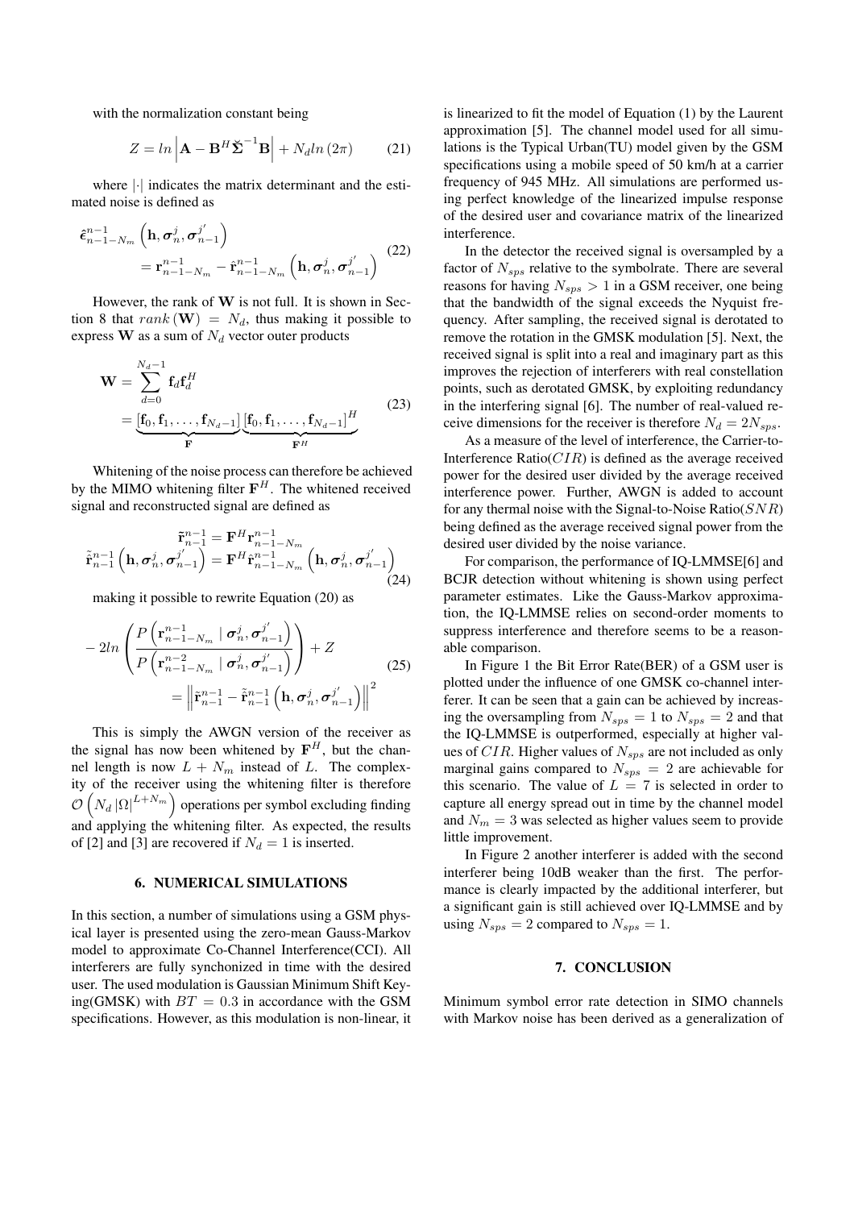with the normalization constant being

$$Z = ln \left| \mathbf{A} - \mathbf{B}^H \check{\mathbf{\Sigma}}^{-1} \mathbf{B} \right| + N_d ln\left(2\pi\right) \tag{21}$$

where $|\cdot|$ indicates the matrix determinant and the estimated noise is defined as

$$\begin{aligned} &\hat{\boldsymbol{\epsilon}}_{n-1-N_m}^{n-1}\left(\mathbf{h}, \boldsymbol{\sigma}_n^j, \boldsymbol{\sigma}_{n-1}^{j'}\right) \\ &\quad = \mathbf{r}_{n-1-N_m}^{n-1} - \hat{\mathbf{r}}_{n-1-N_m}^{n-1}\left(\mathbf{h}, \boldsymbol{\sigma}_n^j, \boldsymbol{\sigma}_{n-1}^{j'}\right) \end{aligned} \tag{22}$$

However, the rank of $\mathbf{W}$ is not full. It is shown in Section 8 that $rank\left(\mathbf{W}\right) = N_d$, thus making it possible to express $\mathbf{W}$ as a sum of $N_d$ vector outer products

$$\begin{aligned} \mathbf{W} &= \sum_{d=0}^{N_d-1} \mathbf{f}_d \mathbf{f}_d^H \\ &= \underbrace{\left[\mathbf{f}_0, \mathbf{f}_1, \ldots, \mathbf{f}_{N_d-1}\right]}_{\mathbf{F}} \underbrace{\left[\mathbf{f}_0, \mathbf{f}_1, \ldots, \mathbf{f}_{N_d-1}\right]^H}_{\mathbf{F}^H} \end{aligned} \tag{23}$$

Whitening of the noise process can therefore be achieved by the MIMO whitening filter $\mathbf{F}^H$. The whitened received signal and reconstructed signal are defined as

$$\begin{aligned} \tilde{\mathbf{r}}_{n-1}^{n-1} &= \mathbf{F}^H \mathbf{r}_{n-1-N_m}^{n-1} \\ \tilde{\hat{\mathbf{r}}}_{n-1}^{n-1}\left(\mathbf{h}, \boldsymbol{\sigma}_n^j, \boldsymbol{\sigma}_{n-1}^{j'}\right) &= \mathbf{F}^H \hat{\mathbf{r}}_{n-1-N_m}^{n-1}\left(\mathbf{h}, \boldsymbol{\sigma}_n^j, \boldsymbol{\sigma}_{n-1}^{j'}\right) \end{aligned} \tag{24}$$

making it possible to rewrite Equation (20) as

$$\begin{aligned} &-2ln\left(\frac{P\left(\mathbf{r}_{n-1-N_m}^{n-1} \mid \boldsymbol{\sigma}_n^j, \boldsymbol{\sigma}_{n-1}^{j'}\right)}{P\left(\mathbf{r}_{n-1-N_m}^{n-2} \mid \boldsymbol{\sigma}_n^j, \boldsymbol{\sigma}_{n-1}^{j'}\right)}\right) + Z \\ &\quad = \left\| \tilde{\mathbf{r}}_{n-1}^{n-1} - \tilde{\hat{\mathbf{r}}}_{n-1}^{n-1}\left(\mathbf{h}, \boldsymbol{\sigma}_n^j, \boldsymbol{\sigma}_{n-1}^{j'}\right) \right\|^2 \end{aligned} \tag{25}$$

This is simply the AWGN version of the receiver as the signal has now been whitened by $\mathbf{F}^H$, but the channel length is now $L + N_m$ instead of $L$. The complexity of the receiver using the whitening filter is therefore $\mathcal{O}\left(N_d \left|\Omega\right|^{L+N_m}\right)$ operations per symbol excluding finding and applying the whitening filter. As expected, the results of [2] and [3] are recovered if $N_d = 1$ is inserted.

## 6. NUMERICAL SIMULATIONS

In this section, a number of simulations using a GSM physical layer is presented using the zero-mean Gauss-Markov model to approximate Co-Channel Interference(CCI). All interferers are fully synchronized in time with the desired user. The used modulation is Gaussian Minimum Shift Keying(GMSK) with $BT = 0.3$ in accordance with the GSM specifications. However, as this modulation is non-linear, it is linearized to fit the model of Equation (1) by the Laurent approximation [5]. The channel model used for all simulations is the Typical Urban(TU) model given by the GSM specifications using a mobile speed of 50 km/h at a carrier frequency of 945 MHz. All simulations are performed using perfect knowledge of the linearized impulse response of the desired user and covariance matrix of the linearized interference.

In the detector the received signal is oversampled by a factor of $N_{sps}$ relative to the symbolrate. There are several reasons for having $N_{sps} > 1$ in a GSM receiver, one being that the bandwidth of the signal exceeds the Nyquist frequency. After sampling, the received signal is derotated to remove the rotation in the GMSK modulation [5]. Next, the received signal is split into a real and imaginary part as this improves the rejection of interferers with real constellation points, such as derotated GMSK, by exploiting redundancy in the interfering signal [6]. The number of real-valued receive dimensions for the receiver is therefore $N_d = 2N_{sps}$.

As a measure of the level of interference, the Carrier-to-Interference Ratio($CIR$) is defined as the average received power for the desired user divided by the average received interference power. Further, AWGN is added to account for any thermal noise with the Signal-to-Noise Ratio($SNR$) being defined as the average received signal power from the desired user divided by the noise variance.

For comparison, the performance of IQ-LMMSE[6] and BCJR detection without whitening is shown using perfect parameter estimates. Like the Gauss-Markov approximation, the IQ-LMMSE relies on second-order moments to suppress interference and therefore seems to be a reasonable comparison.

In Figure 1 the Bit Error Rate(BER) of a GSM user is plotted under the influence of one GMSK co-channel interferer. It can be seen that a gain can be achieved by increasing the oversampling from $N_{sps} = 1$ to $N_{sps} = 2$ and that the IQ-LMMSE is outperformed, especially at higher values of $CIR$. Higher values of $N_{sps}$ are not included as only marginal gains compared to $N_{sps} = 2$ are achievable for this scenario. The value of $L = 7$ is selected in order to capture all energy spread out in time by the channel model and $N_m = 3$ was selected as higher values seem to provide little improvement.

In Figure 2 another interferer is added with the second interferer being 10dB weaker than the first. The performance is clearly impacted by the additional interferer, but a significant gain is still achieved over IQ-LMMSE and by using $N_{sps} = 2$ compared to $N_{sps} = 1$.

## 7. CONCLUSION

Minimum symbol error rate detection in SIMO channels with Markov noise has been derived as a generalization of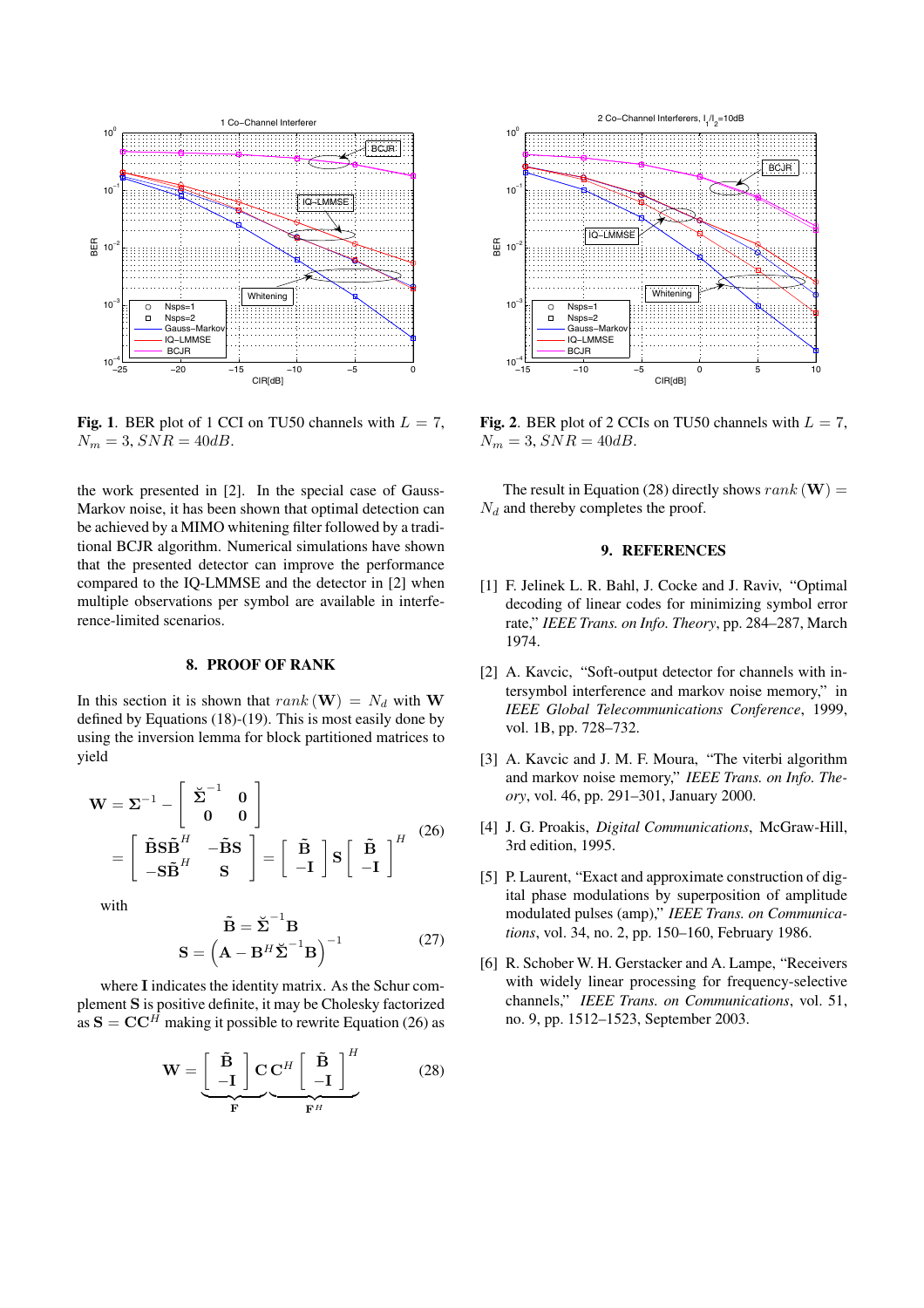1 Co–Channel Interferer

BER

CIR[dB]

BCJR

IQ–LMMSE

Whitening

Nsps=1
Nsps=2
Gauss–Markov
IQ–LMMSE
BCJR

$10^0$ $10^{-1}$ $10^{-2}$ $10^{-3}$ $10^{-4}$

−25 −20 −15 −10 −5 0

**Fig. 1**. BER plot of 1 CCI on TU50 channels with $L = 7$, $N_m = 3$, $SNR = 40dB$.

2 Co–Channel Interferers, $I_1/I_2$=10dB

BER

CIR[dB]

BCJR

IQ–LMMSE

Whitening

Nsps=1
Nsps=2
Gauss–Markov
IQ–LMMSE
BCJR

$10^0$ $10^{-1}$ $10^{-2}$ $10^{-3}$ $10^{-4}$

−15 −10 −5 0 5 10

**Fig. 2**. BER plot of 2 CCIs on TU50 channels with $L = 7$, $N_m = 3$, $SNR = 40dB$.

the work presented in [2]. In the special case of Gauss-Markov noise, it has been shown that optimal detection can be achieved by a MIMO whitening filter followed by a traditional BCJR algorithm. Numerical simulations have shown that the presented detector can improve the performance compared to the IQ-LMMSE and the detector in [2] when multiple observations per symbol are available in interference-limited scenarios.

## 8. PROOF OF RANK

In this section it is shown that $rank\,(\mathbf{W}) = N_d$ with $\mathbf{W}$ defined by Equations (18)-(19). This is most easily done by using the inversion lemma for block partitioned matrices to yield

$$
\begin{aligned}
\mathbf{W} &= \mathbf{\Sigma}^{-1} - \begin{bmatrix} \check{\mathbf{\Sigma}}^{-1} & \mathbf{0} \\ \mathbf{0} & \mathbf{0} \end{bmatrix} \\
&= \begin{bmatrix} \tilde{\mathbf{B}}\mathbf{S}\tilde{\mathbf{B}}^H & -\tilde{\mathbf{B}}\mathbf{S} \\ -\mathbf{S}\tilde{\mathbf{B}}^H & \mathbf{S} \end{bmatrix} = \begin{bmatrix} \tilde{\mathbf{B}} \\ -\mathbf{I} \end{bmatrix} \mathbf{S} \begin{bmatrix} \tilde{\mathbf{B}} \\ -\mathbf{I} \end{bmatrix}^H
\end{aligned} \tag{26}
$$

with

$$
\begin{aligned}
\tilde{\mathbf{B}} &= \check{\mathbf{\Sigma}}^{-1}\mathbf{B} \\
\mathbf{S} &= \left(\mathbf{A} - \mathbf{B}^H\check{\mathbf{\Sigma}}^{-1}\mathbf{B}\right)^{-1}
\end{aligned} \tag{27}
$$

where $\mathbf{I}$ indicates the identity matrix. As the Schur complement $\mathbf{S}$ is positive definite, it may be Cholesky factorized as $\mathbf{S} = \mathbf{C}\mathbf{C}^H$ making it possible to rewrite Equation (26) as

$$
\mathbf{W} = \underbrace{\begin{bmatrix} \tilde{\mathbf{B}} \\ -\mathbf{I} \end{bmatrix} \mathbf{C}}_{\mathbf{F}} \underbrace{\mathbf{C}^H \begin{bmatrix} \tilde{\mathbf{B}} \\ -\mathbf{I} \end{bmatrix}^H}_{\mathbf{F}^H} \tag{28}
$$

The result in Equation (28) directly shows $rank\,(\mathbf{W}) = N_d$ and thereby completes the proof.

## 9. REFERENCES

[1] F. Jelinek L. R. Bahl, J. Cocke and J. Raviv, "Optimal decoding of linear codes for minimizing symbol error rate," *IEEE Trans. on Info. Theory*, pp. 284–287, March 1974.

[2] A. Kavcic, "Soft-output detector for channels with intersymbol interference and markov noise memory," in *IEEE Global Telecommunications Conference*, 1999, vol. 1B, pp. 728–732.

[3] A. Kavcic and J. M. F. Moura, "The viterbi algorithm and markov noise memory," *IEEE Trans. on Info. Theory*, vol. 46, pp. 291–301, January 2000.

[4] J. G. Proakis, *Digital Communications*, McGraw-Hill, 3rd edition, 1995.

[5] P. Laurent, "Exact and approximate construction of digital phase modulations by superposition of amplitude modulated pulses (amp)," *IEEE Trans. on Communications*, vol. 34, no. 2, pp. 150–160, February 1986.

[6] R. Schober W. H. Gerstacker and A. Lampe, "Receivers with widely linear processing for frequency-selective channels," *IEEE Trans. on Communications*, vol. 51, no. 9, pp. 1512–1523, September 2003.